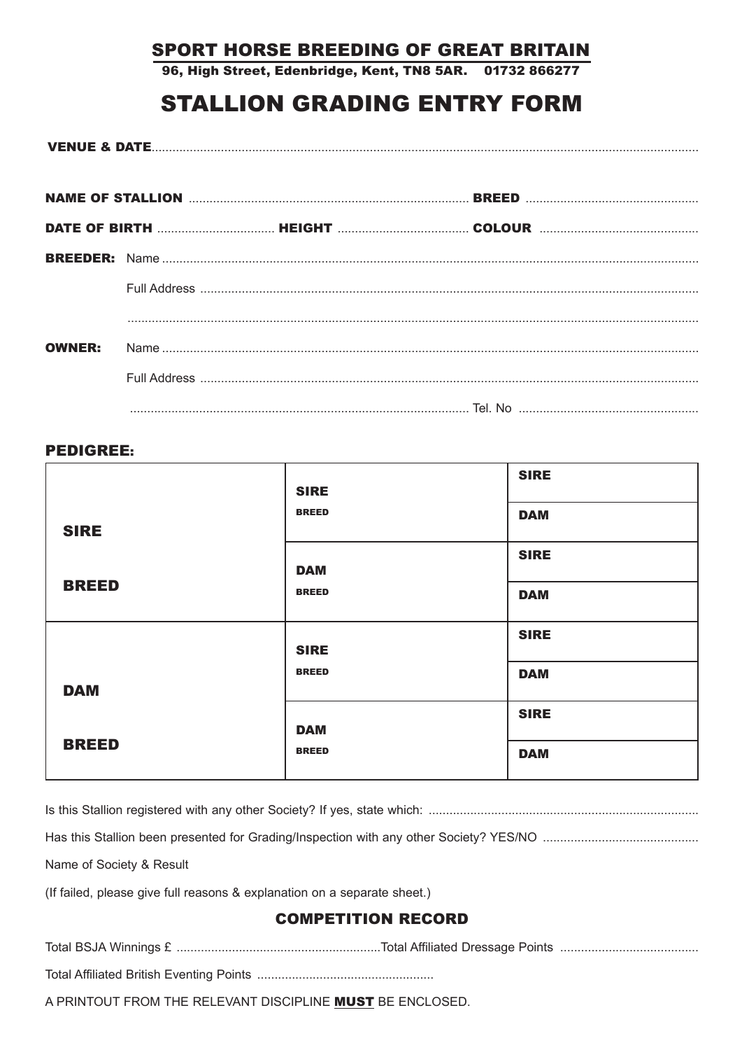# SPORT HORSE BREEDING OF GREAT BRITAIN

96, High Street, Edenbridge, Kent, TN8 5AR.  01732 866277

## STALLION GRADING ENTRY FORM

**VENUE & DATE**...........................................................................................................................................................

**NAME OF STALLION** ............................................................................... **BREED** .................................................

**DATE OF BIRTH** ................................ **HEIGHT** ..................................... **COLOUR** .............................................

**BREEDER:** Name ........................................................................................................................................................

Full Address ..............................................................................................................................................

..................................................................................................................................................................

**OWNER:** Name ........................................................................................................................................................

Full Address ..............................................................................................................................................

................................................................................................. Tel. No ....................................................

### PEDIGREE:

| | | |
|---|---|---|
| **SIRE**<br><br>**BREED** | **SIRE**<br>**BREED** | **SIRE** |
| | | **DAM** |
| | **DAM**<br>**BREED** | **SIRE** |
| | | **DAM** |
| **DAM**<br><br>**BREED** | **SIRE**<br>**BREED** | **SIRE** |
| | | **DAM** |
| | **DAM**<br>**BREED** | **SIRE** |
| | | **DAM** |

Is this Stallion registered with any other Society? If yes, state which: ..............................................................................

Has this Stallion been presented for Grading/Inspection with any other Society? YES/NO .............................................

Name of Society & Result

(If failed, please give full reasons & explanation on a separate sheet.)

### COMPETITION RECORD

Total BSJA Winnings £ ..........................................................Total Affiliated Dressage Points ........................................

Total Affiliated British Eventing Points ...................................................

A PRINTOUT FROM THE RELEVANT DISCIPLINE **MUST** BE ENCLOSED.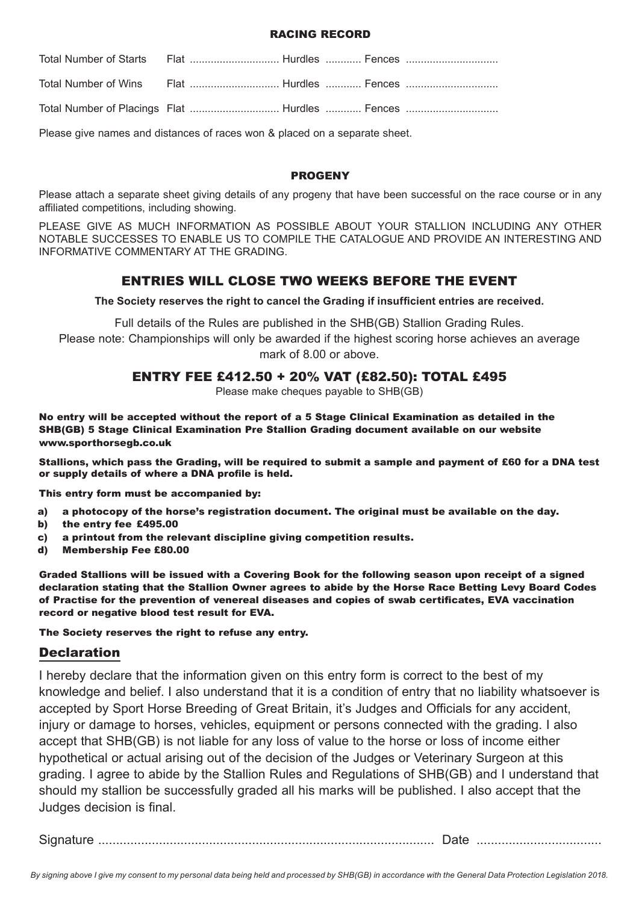## RACING RECORD

Total Number of Starts Flat ............................. Hurdles ............ Fences ..............................

Total Number of Wins Flat ............................. Hurdles ............ Fences ..............................

Total Number of Placings Flat ............................. Hurdles ............ Fences ..............................

Please give names and distances of races won & placed on a separate sheet.

## PROGENY

Please attach a separate sheet giving details of any progeny that have been successful on the race course or in any affiliated competitions, including showing.

PLEASE GIVE AS MUCH INFORMATION AS POSSIBLE ABOUT YOUR STALLION INCLUDING ANY OTHER NOTABLE SUCCESSES TO ENABLE US TO COMPILE THE CATALOGUE AND PROVIDE AN INTERESTING AND INFORMATIVE COMMENTARY AT THE GRADING.

## ENTRIES WILL CLOSE TWO WEEKS BEFORE THE EVENT

**The Society reserves the right to cancel the Grading if insufficient entries are received.**

Full details of the Rules are published in the SHB(GB) Stallion Grading Rules.
Please note: Championships will only be awarded if the highest scoring horse achieves an average mark of 8.00 or above.

## ENTRY FEE £412.50 + 20% VAT (£82.50): TOTAL £495

Please make cheques payable to SHB(GB)

**No entry will be accepted without the report of a 5 Stage Clinical Examination as detailed in the SHB(GB) 5 Stage Clinical Examination Pre Stallion Grading document available on our website www.sporthorsegb.co.uk**

**Stallions, which pass the Grading, will be required to submit a sample and payment of £60 for a DNA test or supply details of where a DNA profile is held.**

**This entry form must be accompanied by:**

- **a) a photocopy of the horse's registration document. The original must be available on the day.**
- **b) the entry fee £495.00**
- **c) a printout from the relevant discipline giving competition results.**
- **d) Membership Fee £80.00**

**Graded Stallions will be issued with a Covering Book for the following season upon receipt of a signed declaration stating that the Stallion Owner agrees to abide by the Horse Race Betting Levy Board Codes of Practise for the prevention of venereal diseases and copies of swab certificates, EVA vaccination record or negative blood test result for EVA.**

**The Society reserves the right to refuse any entry.**

## Declaration

I hereby declare that the information given on this entry form is correct to the best of my knowledge and belief. I also understand that it is a condition of entry that no liability whatsoever is accepted by Sport Horse Breeding of Great Britain, it's Judges and Officials for any accident, injury or damage to horses, vehicles, equipment or persons connected with the grading. I also accept that SHB(GB) is not liable for any loss of value to the horse or loss of income either hypothetical or actual arising out of the decision of the Judges or Veterinary Surgeon at this grading. I agree to abide by the Stallion Rules and Regulations of SHB(GB) and I understand that should my stallion be successfully graded all his marks will be published. I also accept that the Judges decision is final.

Signature ............................................................................................ Date ..................................

*By signing above I give my consent to my personal data being held and processed by SHB(GB) in accordance with the General Data Protection Legislation 2018.*